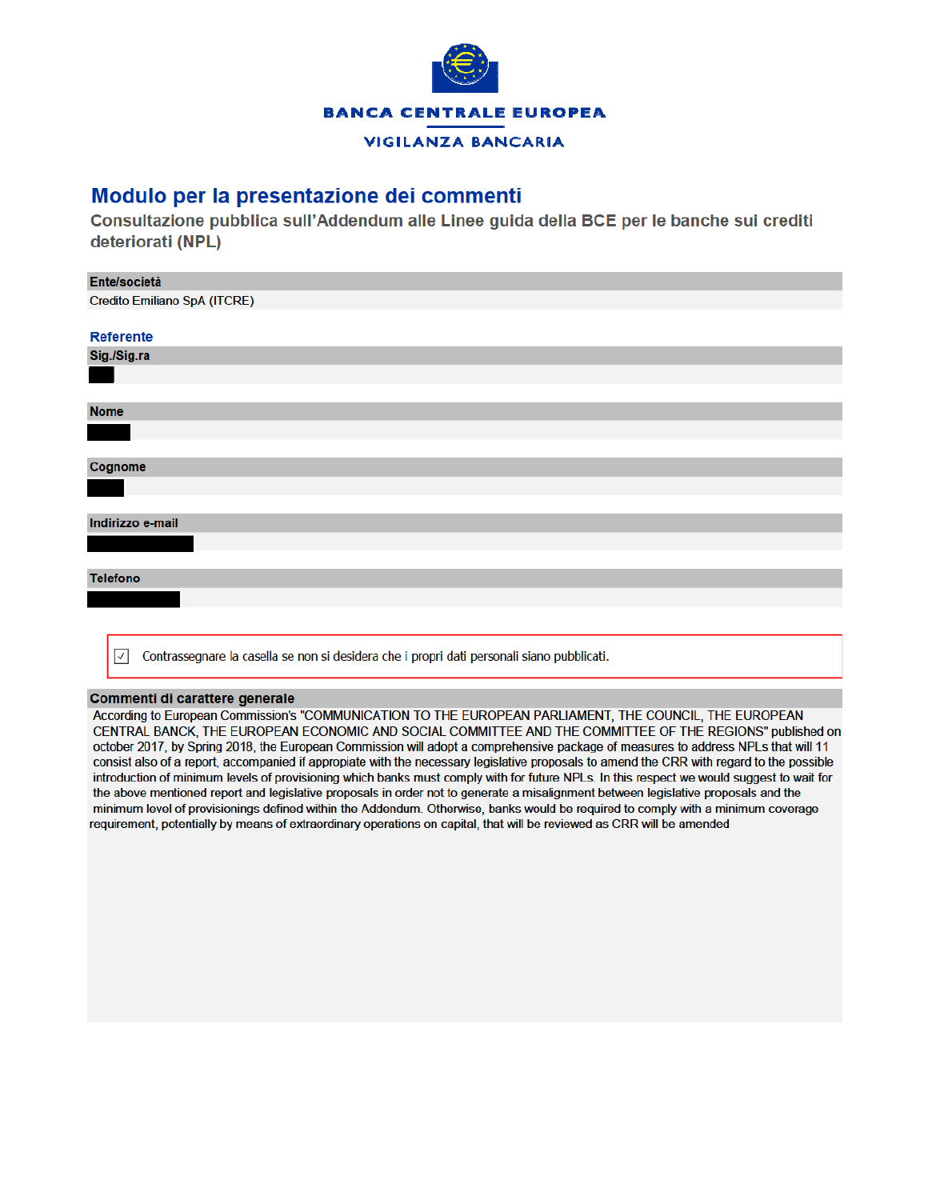BANCA CENTRALE EUROPEA

VIGILANZA BANCARIA

# Modulo per la presentazione dei commenti

## Consultazione pubblica sull'Addendum alle Linee guida della BCE per le banche sui crediti deteriorati (NPL)

**Ente/società**

Credito Emiliano SpA (ITCRE)

**Referente**

**Sig./Sig.ra**

**Nome**

**Cognome**

**Indirizzo e-mail**

**Telefono**

☑ Contrassegnare la casella se non si desidera che i propri dati personali siano pubblicati.

**Commenti di carattere generale**

According to European Commission's "COMMUNICATION TO THE EUROPEAN PARLIAMENT, THE COUNCIL, THE EUROPEAN CENTRAL BANCK, THE EUROPEAN ECONOMIC AND SOCIAL COMMITTEE AND THE COMMITTEE OF THE REGIONS" published on october 2017, by Spring 2018, the European Commission will adopt a comprehensive package of measures to address NPLs that will 11 consist also of a report, accompanied if appropiate with the necessary legislative proposals to amend the CRR with regard to the possible introduction of minimum levels of provisioning which banks must comply with for future NPLs. In this respect we would suggest to wait for the above mentioned report and legislative proposals in order not to generate a misalignment between legislative proposals and the minimum level of provisionings defined within the Addendum. Otherwise, banks would be required to comply with a minimum coverage requirement, potentially by means of extraordinary operations on capital, that will be reviewed as CRR will be amended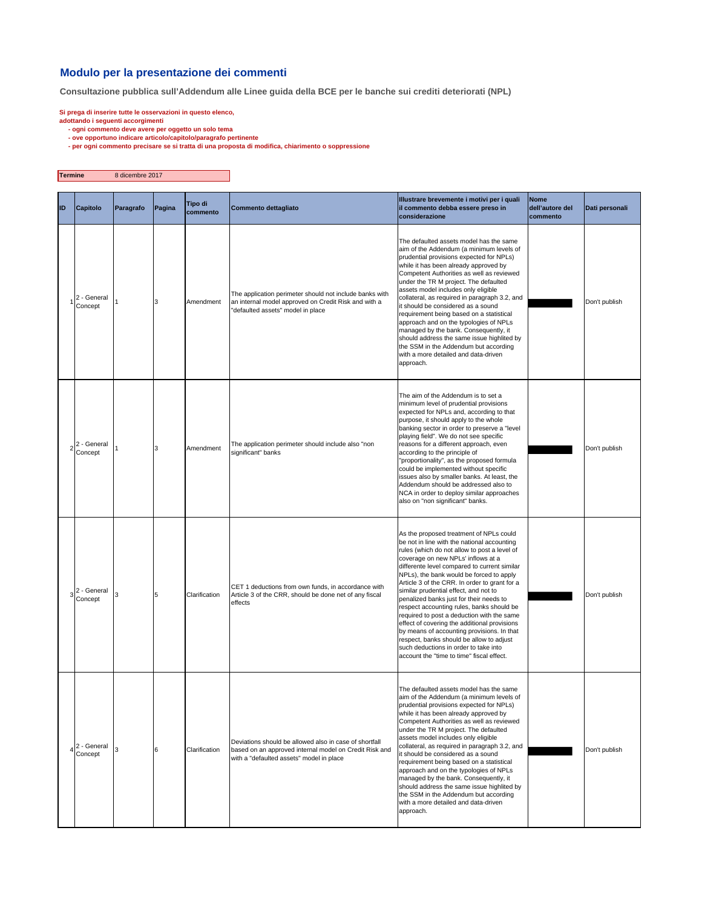## Modulo per la presentazione dei commenti

**Consultazione pubblica sull'Addendum alle Linee guida della BCE per le banche sui crediti deteriorati (NPL)**

**Si prega di inserire tutte le osservazioni in questo elenco, adottando i seguenti accorgimenti**
- **ogni commento deve avere per oggetto un solo tema**
- **ove opportuno indicare articolo/capitolo/paragrafo pertinente**
- **per ogni commento precisare se si tratta di una proposta di modifica, chiarimento o soppressione**

| **Termine** | 8 dicembre 2017 |
|---|---|

| ID | Capitolo | Paragrafo | Pagina | Tipo di commento | Commento dettagliato | Illustrare brevemente i motivi per i quali il commento debba essere preso in considerazione | Nome dell'autore del commento | Dati personali |
|---|---|---|---|---|---|---|---|---|
| 1 | 2 - General Concept | 1 | 3 | Amendment | The application perimeter should not include banks with an internal model approved on Credit Risk and with a "defaulted assets" model in place | The defaulted assets model has the same aim of the Addendum (a minimum levels of prudential provisions expected for NPLs) while it has been already approved by Competent Authorities as well as reviewed under the TR M project. The defaulted assets model includes only eligible collateral, as required in paragraph 3.2, and it should be considered as a sound requirement being based on a statistical approach and on the typologies of NPLs managed by the bank. Consequently, it should address the same issue highlited by the SSM in the Addendum but according with a more detailed and data-driven approach. | | Don't publish |
| 2 | 2 - General Concept | 1 | 3 | Amendment | The application perimeter should include also "non significant" banks | The aim of the Addendum is to set a minimum level of prudential provisions expected for NPLs and, according to that purpose, it should apply to the whole banking sector in order to preserve a "level playing field". We do not see specific reasons for a different approach, even according to the principle of "proportionality", as the proposed formula could be implemented without specific issues also by smaller banks. At least, the Addendum should be addressed also to NCA in order to deploy similar approaches also on "non significant" banks. | | Don't publish |
| 3 | 2 - General Concept | 3 | 5 | Clarification | CET 1 deductions from own funds, in accordance with Article 3 of the CRR, should be done net of any fiscal effects | As the proposed treatment of NPLs could be not in line with the national accounting rules (which do not allow to post a level of coverage on new NPLs' inflows at a differente level compared to current similar NPLs), the bank would be forced to apply Article 3 of the CRR. In order to grant for a similar prudential effect, and not to penalized banks just for their needs to respect accounting rules, banks should be required to post a deduction with the same effect of covering the additional provisions by means of accounting provisions. In that respect, banks should be allow to adjust such deductions in order to take into account the "time to time" fiscal effect. | | Don't publish |
| 4 | 2 - General Concept | 3 | 6 | Clarification | Deviations should be allowed also in case of shortfall based on an approved internal model on Credit Risk and with a "defaulted assets" model in place | The defaulted assets model has the same aim of the Addendum (a minimum levels of prudential provisions expected for NPLs) while it has been already approved by Competent Authorities as well as reviewed under the TR M project. The defaulted assets model includes only eligible collateral, as required in paragraph 3.2, and it should be considered as a sound requirement being based on a statistical approach and on the typologies of NPLs managed by the bank. Consequently, it should address the same issue highlited by the SSM in the Addendum but according with a more detailed and data-driven approach. | | Don't publish |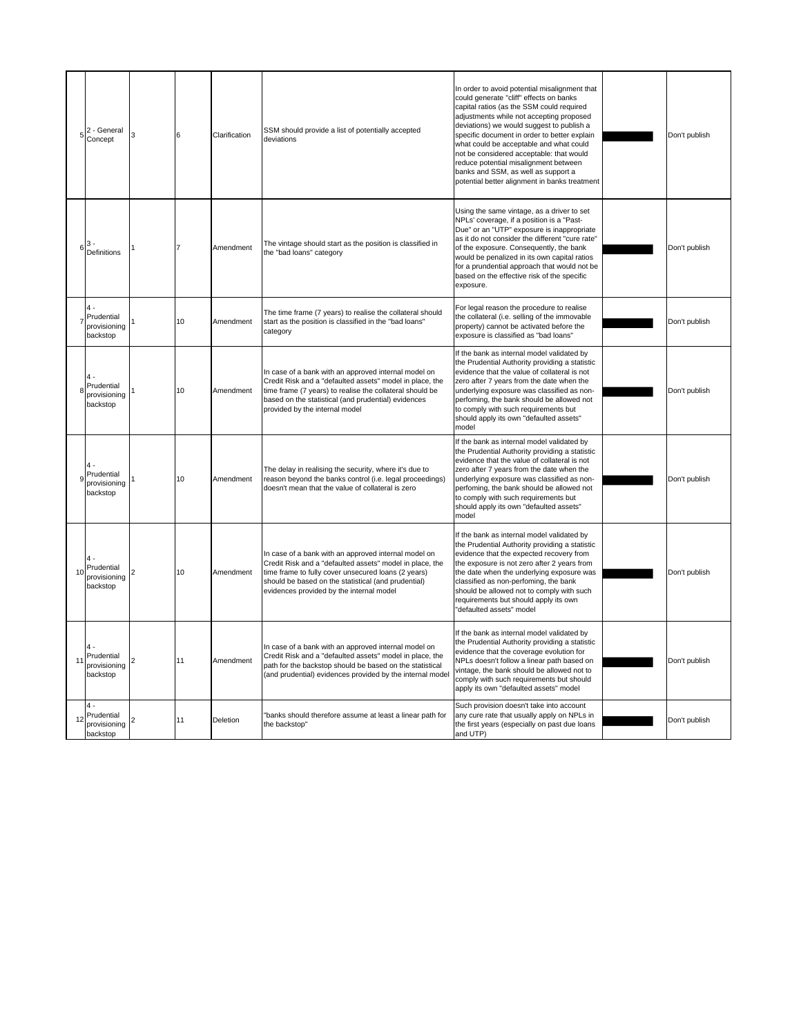| | | | | | | | | |
|---|---|---|---|---|---|---|---|---|
| 5 | 2 - General Concept | 3 | 6 | Clarification | SSM should provide a list of potentially accepted deviations | In order to avoid potential misalignment that could generate "cliff" effects on banks capital ratios (as the SSM could required adjustments while not accepting proposed deviations) we would suggest to publish a specific document in order to better explain what could be acceptable and what could not be considered acceptable: that would reduce potential misalignment between banks and SSM, as well as support a potential better alignment in banks treatment | | Don't publish |
| 6 | 3 - Definitions | 1 | 7 | Amendment | The vintage should start as the position is classified in the "bad loans" category | Using the same vintage, as a driver to set NPLs' coverage, if a position is a "Past-Due" or an "UTP" exposure is inappropriate as it do not consider the different "cure rate" of the exposure. Consequently, the bank would be penalized in its own capital ratios for a prundential approach that would not be based on the effective risk of the specific exposure. | | Don't publish |
| 7 | 4 - Prudential provisioning backstop | 1 | 10 | Amendment | The time frame (7 years) to realise the collateral should start as the position is classified in the "bad loans" category | For legal reason the procedure to realise the collateral (i.e. selling of the immovable property) cannot be activated before the exposure is classified as "bad loans" | | Don't publish |
| 8 | 4 - Prudential provisioning backstop | 1 | 10 | Amendment | In case of a bank with an approved internal model on Credit Risk and a "defaulted assets" model in place, the time frame (7 years) to realise the collateral should be based on the statistical (and prudential) evidences provided by the internal model | If the bank as internal model validated by the Prudential Authority providing a statistic evidence that the value of collateral is not zero after 7 years from the date when the underlying exposure was classified as non-perfoming, the bank should be allowed not to comply with such requirements but should apply its own "defaulted assets" model | | Don't publish |
| 9 | 4 - Prudential provisioning backstop | 1 | 10 | Amendment | The delay in realising the security, where it's due to reason beyond the banks control (i.e. legal proceedings) doesn't mean that the value of collateral is zero | If the bank as internal model validated by the Prudential Authority providing a statistic evidence that the value of collateral is not zero after 7 years from the date when the underlying exposure was classified as non-perfoming, the bank should be allowed not to comply with such requirements but should apply its own "defaulted assets" model | | Don't publish |
| 10 | 4 - Prudential provisioning backstop | 2 | 10 | Amendment | In case of a bank with an approved internal model on Credit Risk and a "defaulted assets" model in place, the time frame to fully cover unsecured loans (2 years) should be based on the statistical (and prudential) evidences provided by the internal model | If the bank as internal model validated by the Prudential Authority providing a statistic evidence that the expected recovery from the exposure is not zero after 2 years from the date when the underlying exposure was classified as non-perfoming, the bank should be allowed not to comply with such requirements but should apply its own "defaulted assets" model | | Don't publish |
| 11 | 4 - Prudential provisioning backstop | 2 | 11 | Amendment | In case of a bank with an approved internal model on Credit Risk and a "defaulted assets" model in place, the path for the backstop should be based on the statistical (and prudential) evidences provided by the internal model | If the bank as internal model validated by the Prudential Authority providing a statistic evidence that the coverage evolution for NPLs doesn't follow a linear path based on vintage, the bank should be allowed not to comply with such requirements but should apply its own "defaulted assets" model | | Don't publish |
| 12 | 4 - Prudential provisioning backstop | 2 | 11 | Deletion | "banks should therefore assume at least a linear path for the backstop" | Such provision doesn't take into account any cure rate that usually apply on NPLs in the first years (especially on past due loans and UTP) | | Don't publish |